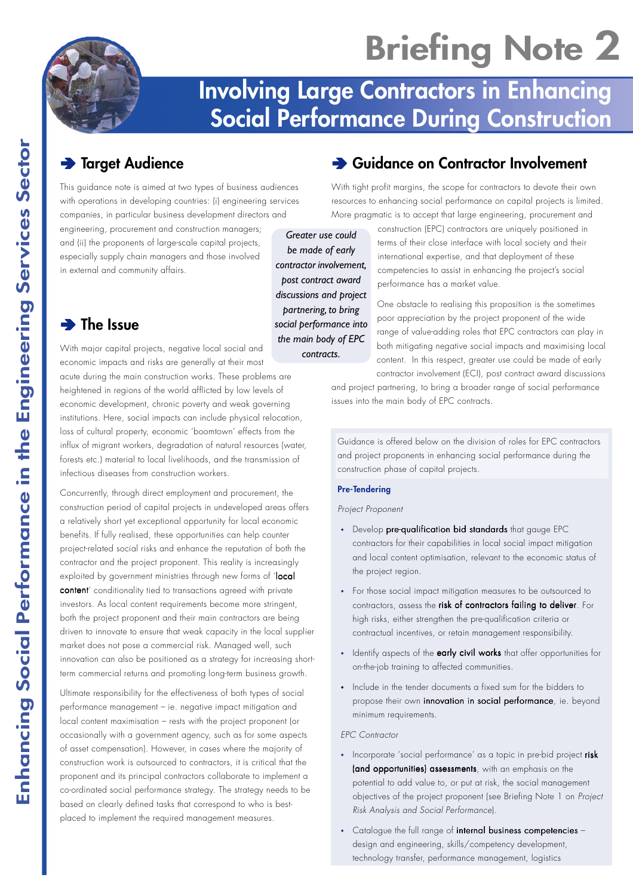# Briefing Note 2

## Involving Large Contractors in Enhancing Social Performance During Construction

Enhancing Social Performance in the Engineering Services Sector

## Target Audience

This guidance note is aimed at two types of business audiences with operations in developing countries: (i) engineering services companies, in particular business development directors and engineering, procurement and construction managers; and (ii) the proponents of large-scale capital projects, especially supply chain managers and those involved in external and community affairs.

## The Issue

With major capital projects, negative local social and economic impacts and risks are generally at their most acute during the main construction works. These problems are heightened in regions of the world afflicted by low levels of economic development, chronic poverty and weak governing institutions. Here, social impacts can include physical relocation, loss of cultural property, economic 'boomtown' effects from the influx of migrant workers, degradation of natural resources (water, forests etc.) material to local livelihoods, and the transmission of infectious diseases from construction workers.

Concurrently, through direct employment and procurement, the construction period of capital projects in undeveloped areas offers a relatively short yet exceptional opportunity for local economic benefits. If fully realised, these opportunities can help counter project-related social risks and enhance the reputation of both the contractor and the project proponent. This reality is increasingly exploited by government ministries through new forms of '**local content**' conditionality tied to transactions agreed with private investors. As local content requirements become more stringent, both the project proponent and their main contractors are being driven to innovate to ensure that weak capacity in the local supplier market does not pose a commercial risk. Managed well, such innovation can also be positioned as a strategy for increasing short-term commercial returns and promoting long-term business growth.

Ultimate responsibility for the effectiveness of both types of social performance management – ie. negative impact mitigation and local content maximisation – rests with the project proponent (or occasionally with a government agency, such as for some aspects of asset compensation). However, in cases where the majority of construction work is outsourced to contractors, it is critical that the proponent and its principal contractors collaborate to implement a co-ordinated social performance strategy. The strategy needs to be based on clearly defined tasks that correspond to who is best-placed to implement the required management measures.

## Guidance on Contractor Involvement

With tight profit margins, the scope for contractors to devote their own resources to enhancing social performance on capital projects is limited. More pragmatic is to accept that large engineering, procurement and construction (EPC) contractors are uniquely positioned in terms of their close interface with local society and their international expertise, and that deployment of these competencies to assist in enhancing the project's social performance has a market value.

*Greater use could be made of early contractor involvement, post contract award discussions and project partnering, to bring social performance into the main body of EPC contracts.*

One obstacle to realising this proposition is the sometimes poor appreciation by the project proponent of the wide range of value-adding roles that EPC contractors can play in both mitigating negative social impacts and maximising local content. In this respect, greater use could be made of early contractor involvement (ECI), post contract award discussions and project partnering, to bring a broader range of social performance issues into the main body of EPC contracts.

Guidance is offered below on the division of roles for EPC contractors and project proponents in enhancing social performance during the construction phase of capital projects.

### Pre-Tendering

*Project Proponent*

- Develop **pre-qualification bid standards** that gauge EPC contractors for their capabilities in local social impact mitigation and local content optimisation, relevant to the economic status of the project region.
- For those social impact mitigation measures to be outsourced to contractors, assess the **risk of contractors failing to deliver**. For high risks, either strengthen the pre-qualification criteria or contractual incentives, or retain management responsibility.
- Identify aspects of the **early civil works** that offer opportunities for on-the-job training to affected communities.
- Include in the tender documents a fixed sum for the bidders to propose their own **innovation in social performance**, ie. beyond minimum requirements.

*EPC Contractor*

- Incorporate 'social performance' as a topic in pre-bid project **risk (and opportunities) assessments**, with an emphasis on the potential to add value to, or put at risk, the social management objectives of the project proponent (see Briefing Note 1 on *Project Risk Analysis and Social Performance*).
- Catalogue the full range of **internal business competencies** – design and engineering, skills/competency development, technology transfer, performance management, logistics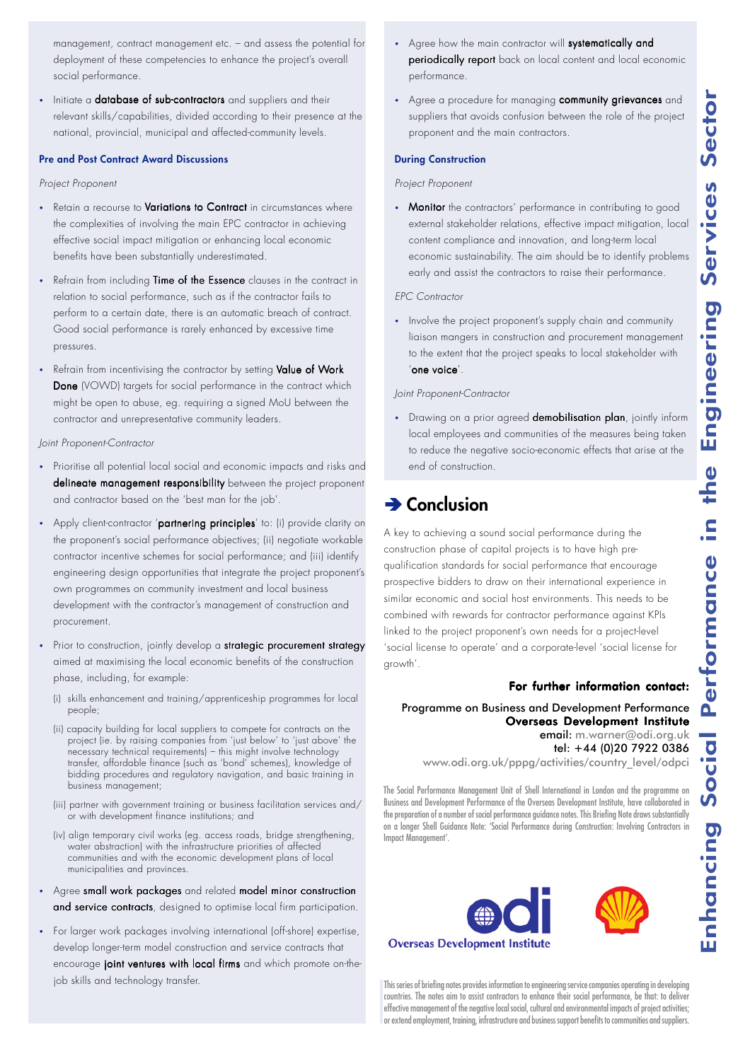management, contract management etc. – and assess the potential for deployment of these competencies to enhance the project's overall social performance.

- Initiate a **database of sub-contractors** and suppliers and their relevant skills/capabilities, divided according to their presence at the national, provincial, municipal and affected-community levels.

### Pre and Post Contract Award Discussions

*Project Proponent*

- Retain a recourse to **Variations to Contract** in circumstances where the complexities of involving the main EPC contractor in achieving effective social impact mitigation or enhancing local economic benefits have been substantially underestimated.
- Refrain from including **Time of the Essence** clauses in the contract in relation to social performance, such as if the contractor fails to perform to a certain date, there is an automatic breach of contract. Good social performance is rarely enhanced by excessive time pressures.
- Refrain from incentivising the contractor by setting **Value of Work Done** (VOWD) targets for social performance in the contract which might be open to abuse, eg. requiring a signed MoU between the contractor and unrepresentative community leaders.

*Joint Proponent-Contractor*

- Prioritise all potential local social and economic impacts and risks and **delineate management responsibility** between the project proponent and contractor based on the 'best man for the job'.
- Apply client-contractor '**partnering principles**' to: (i) provide clarity on the proponent's social performance objectives; (ii) negotiate workable contractor incentive schemes for social performance; and (iii) identify engineering design opportunities that integrate the project proponent's own programmes on community investment and local business development with the contractor's management of construction and procurement.
- Prior to construction, jointly develop a **strategic procurement strategy** aimed at maximising the local economic benefits of the construction phase, including, for example:
  - (i) skills enhancement and training/apprenticeship programmes for local people;
  - (ii) capacity building for local suppliers to compete for contracts on the project (ie. by raising companies from 'just below' to 'just above' the necessary technical requirements) – this might involve technology transfer, affordable finance (such as 'bond' schemes), knowledge of bidding procedures and regulatory navigation, and basic training in business management;
  - (iii) partner with government training or business facilitation services and/or with development finance institutions; and
  - (iv) align temporary civil works (eg. access roads, bridge strengthening, water abstraction) with the infrastructure priorities of affected communities and with the economic development plans of local municipalities and provinces.
- Agree **small work packages** and related **model minor construction and service contracts**, designed to optimise local firm participation.
- For larger work packages involving international (off-shore) expertise, develop longer-term model construction and service contracts that encourage **joint ventures with local firms** and which promote on-the-job skills and technology transfer.
- Agree how the main contractor will **systematically and periodically report** back on local content and local economic performance.
- Agree a procedure for managing **community grievances** and suppliers that avoids confusion between the role of the project proponent and the main contractors.

### During Construction

*Project Proponent*

- **Monitor** the contractors' performance in contributing to good external stakeholder relations, effective impact mitigation, local content compliance and innovation, and long-term local economic sustainability. The aim should be to identify problems early and assist the contractors to raise their performance.

*EPC Contractor*

- Involve the project proponent's supply chain and community liaison mangers in construction and procurement management to the extent that the project speaks to local stakeholder with '**one voice**'.

*Joint Proponent-Contractor*

- Drawing on a prior agreed **demobilisation plan**, jointly inform local employees and communities of the measures being taken to reduce the negative socio-economic effects that arise at the end of construction.

## ➔ Conclusion

A key to achieving a sound social performance during the construction phase of capital projects is to have high pre-qualification standards for social performance that encourage prospective bidders to draw on their international experience in similar economic and social host environments. This needs to be combined with rewards for contractor performance against KPIs linked to the project proponent's own needs for a project-level 'social license to operate' and a corporate-level 'social license for growth'.

**For further information contact:**

Programme on Business and Development Performance
**Overseas Development Institute**
email: m.warner@odi.org.uk
tel: +44 (0)20 7922 0386
www.odi.org.uk/pppg/activities/country_level/odpci

The Social Performance Management Unit of Shell International in London and the programme on Business and Development Performance of the Overseas Development Institute, have collaborated in the preparation of a number of social performance guidance notes. This Briefing Note draws substantially on a longer Shell Guidance Note: 'Social Performance during Construction: Involving Contractors in Impact Management'.

Overseas Development Institute

This series of briefing notes provides information to engineering service companies operating in developing countries. The notes aim to assist contractors to enhance their social performance, be that: to deliver effective management of the negative local social, cultural and environmental impacts of project activities; or extend employment, training, infrastructure and business support benefits to communities and suppliers.